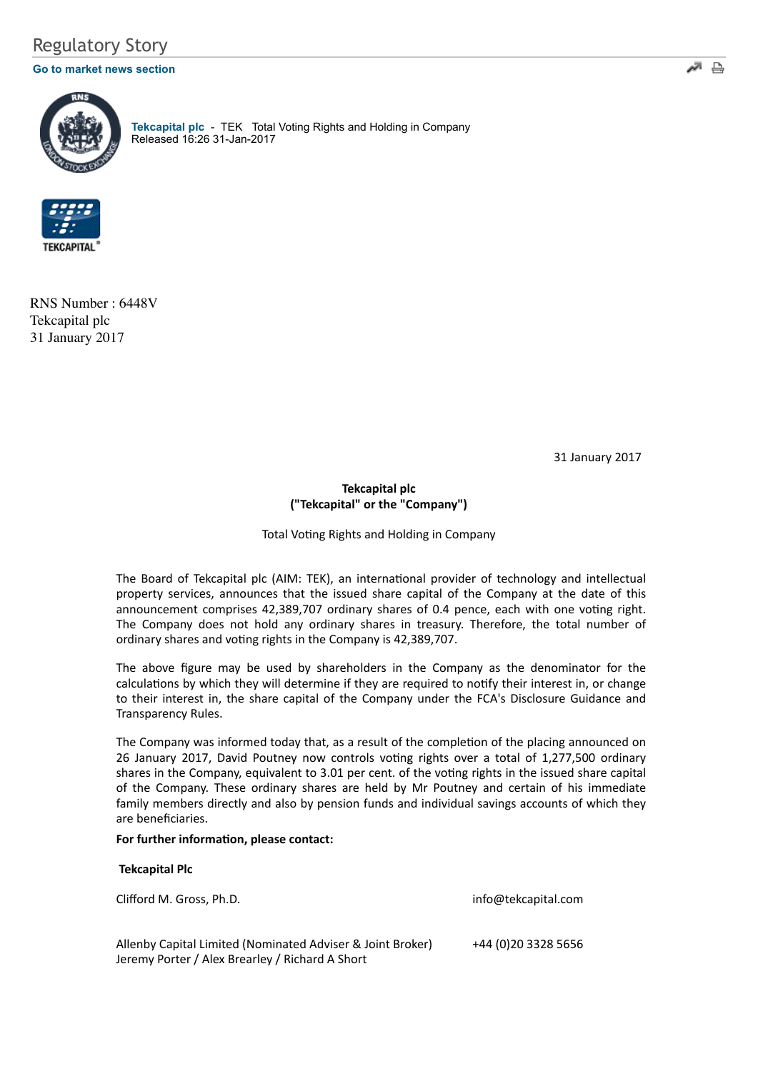Regulatory Story

Go to market news section

**Tekcapital plc** - TEK Total Voting Rights and Holding in Company
Released 16:26 31-Jan-2017

RNS Number : 6448V
Tekcapital plc
31 January 2017

31 January 2017

**Tekcapital plc**
**("Tekcapital" or the "Company")**

Total Voting Rights and Holding in Company

The Board of Tekcapital plc (AIM: TEK), an international provider of technology and intellectual property services, announces that the issued share capital of the Company at the date of this announcement comprises 42,389,707 ordinary shares of 0.4 pence, each with one voting right. The Company does not hold any ordinary shares in treasury. Therefore, the total number of ordinary shares and voting rights in the Company is 42,389,707.

The above figure may be used by shareholders in the Company as the denominator for the calculations by which they will determine if they are required to notify their interest in, or change to their interest in, the share capital of the Company under the FCA's Disclosure Guidance and Transparency Rules.

The Company was informed today that, as a result of the completion of the placing announced on 26 January 2017, David Poutney now controls voting rights over a total of 1,277,500 ordinary shares in the Company, equivalent to 3.01 per cent. of the voting rights in the issued share capital of the Company. These ordinary shares are held by Mr Poutney and certain of his immediate family members directly and also by pension funds and individual savings accounts of which they are beneficiaries.

**For further information, please contact:**

**Tekcapital Plc**

| | |
|---|---|
| Clifford M. Gross, Ph.D. | info@tekcapital.com |
| Allenby Capital Limited (Nominated Adviser & Joint Broker)<br>Jeremy Porter / Alex Brearley / Richard A Short | +44 (0)20 3328 5656 |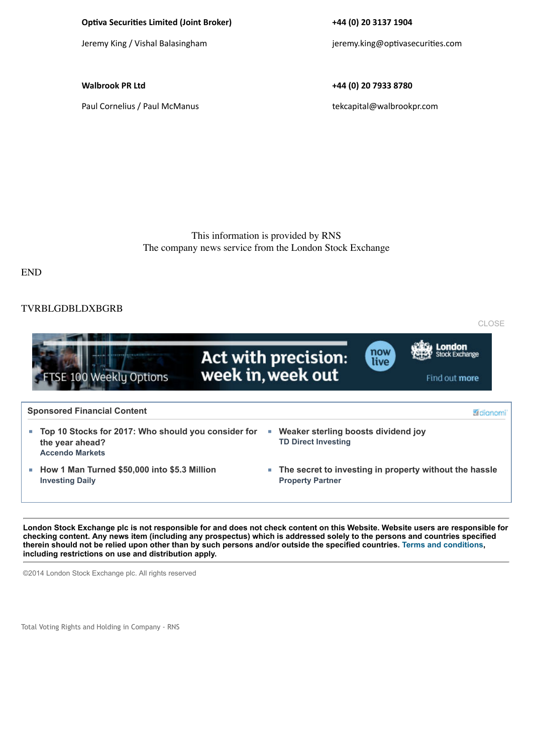| | |
|---|---|
| **Optiva Securities Limited (Joint Broker)** | **+44 (0) 20 3137 1904** |
| Jeremy King / Vishal Balasingham | jeremy.king@optivasecurities.com |
| | |
| **Walbrook PR Ltd** | **+44 (0) 20 7933 8780** |
| Paul Cornelius / Paul McManus | tekcapital@walbrookpr.com |

This information is provided by RNS
The company news service from the London Stock Exchange

END

TVRBLGDBLDXBGRB

CLOSE

FTSE 100 Weekly Options **Act with precision: week in, week out** now live London Stock Exchange Find out **more**

**Sponsored Financial Content**

- **Top 10 Stocks for 2017: Who should you consider for the year ahead?**
  Accendo Markets
- **How 1 Man Turned $50,000 into $5.3 Million**
  Investing Daily
- **Weaker sterling boosts dividend joy**
  TD Direct Investing
- **The secret to investing in property without the hassle**
  Property Partner

**London Stock Exchange plc is not responsible for and does not check content on this Website. Website users are responsible for checking content. Any news item (including any prospectus) which is addressed solely to the persons and countries specified therein should not be relied upon other than by such persons and/or outside the specified countries. Terms and conditions, including restrictions on use and distribution apply.**

©2014 London Stock Exchange plc. All rights reserved